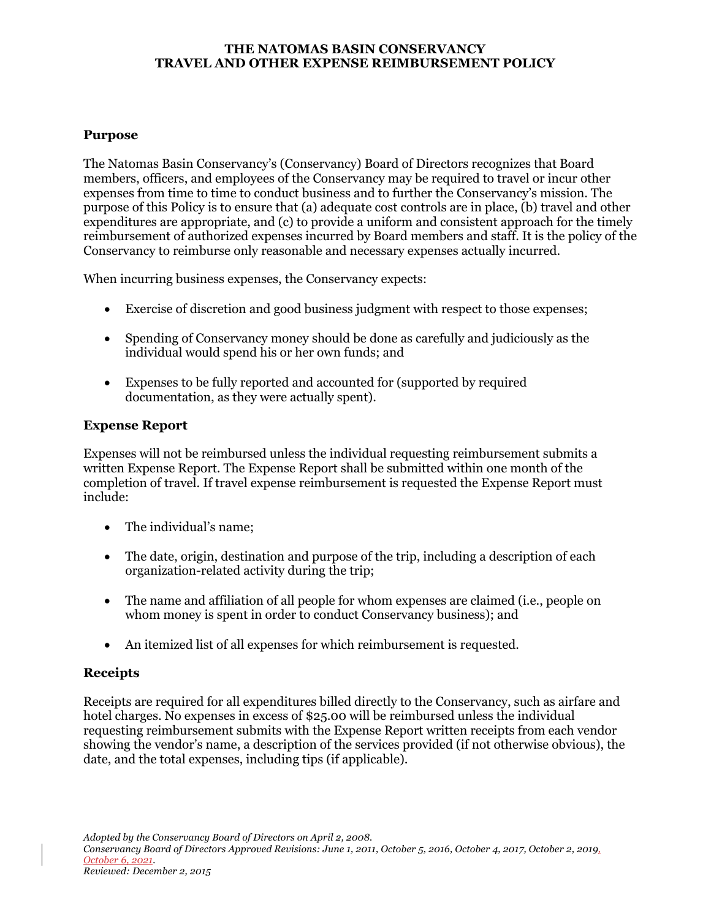# THE NATOMAS BASIN CONSERVANCY
# TRAVEL AND OTHER EXPENSE REIMBURSEMENT POLICY

### Purpose

The Natomas Basin Conservancy's (Conservancy) Board of Directors recognizes that Board members, officers, and employees of the Conservancy may be required to travel or incur other expenses from time to time to conduct business and to further the Conservancy's mission. The purpose of this Policy is to ensure that (a) adequate cost controls are in place, (b) travel and other expenditures are appropriate, and (c) to provide a uniform and consistent approach for the timely reimbursement of authorized expenses incurred by Board members and staff. It is the policy of the Conservancy to reimburse only reasonable and necessary expenses actually incurred.

When incurring business expenses, the Conservancy expects:

- Exercise of discretion and good business judgment with respect to those expenses;
- Spending of Conservancy money should be done as carefully and judiciously as the individual would spend his or her own funds; and
- Expenses to be fully reported and accounted for (supported by required documentation, as they were actually spent).

### Expense Report

Expenses will not be reimbursed unless the individual requesting reimbursement submits a written Expense Report. The Expense Report shall be submitted within one month of the completion of travel. If travel expense reimbursement is requested the Expense Report must include:

- The individual's name;
- The date, origin, destination and purpose of the trip, including a description of each organization-related activity during the trip;
- The name and affiliation of all people for whom expenses are claimed (i.e., people on whom money is spent in order to conduct Conservancy business); and
- An itemized list of all expenses for which reimbursement is requested.

### Receipts

Receipts are required for all expenditures billed directly to the Conservancy, such as airfare and hotel charges. No expenses in excess of $25.00 will be reimbursed unless the individual requesting reimbursement submits with the Expense Report written receipts from each vendor showing the vendor's name, a description of the services provided (if not otherwise obvious), the date, and the total expenses, including tips (if applicable).

*Adopted by the Conservancy Board of Directors on April 2, 2008.*
*Conservancy Board of Directors Approved Revisions: June 1, 2011, October 5, 2016, October 4, 2017, October 2, 2019, October 6, 2021.*
*Reviewed: December 2, 2015*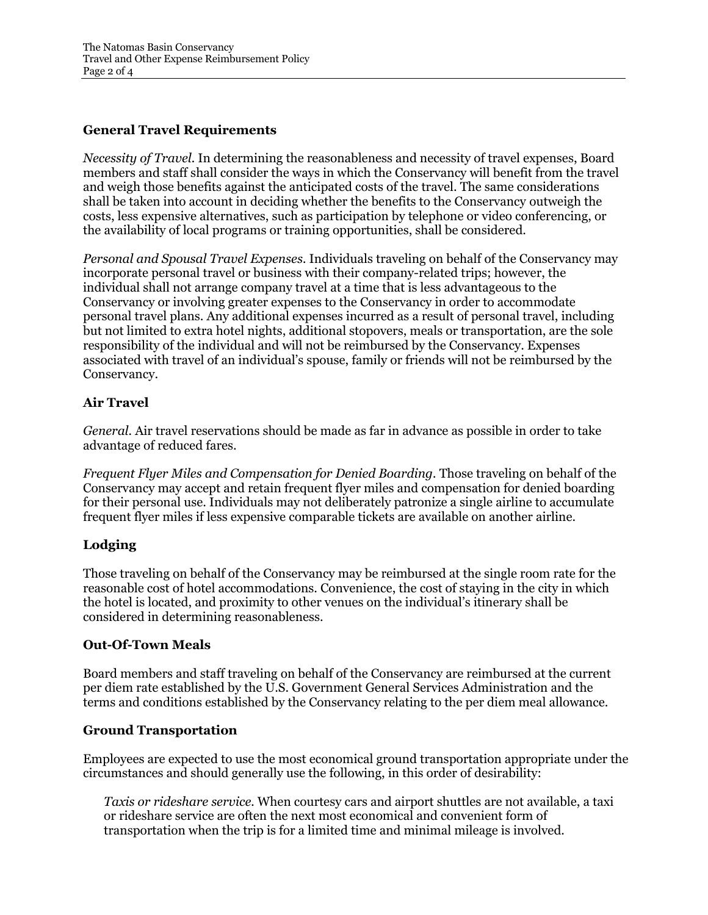## General Travel Requirements

*Necessity of Travel.* In determining the reasonableness and necessity of travel expenses, Board members and staff shall consider the ways in which the Conservancy will benefit from the travel and weigh those benefits against the anticipated costs of the travel. The same considerations shall be taken into account in deciding whether the benefits to the Conservancy outweigh the costs, less expensive alternatives, such as participation by telephone or video conferencing, or the availability of local programs or training opportunities, shall be considered.

*Personal and Spousal Travel Expenses.* Individuals traveling on behalf of the Conservancy may incorporate personal travel or business with their company-related trips; however, the individual shall not arrange company travel at a time that is less advantageous to the Conservancy or involving greater expenses to the Conservancy in order to accommodate personal travel plans. Any additional expenses incurred as a result of personal travel, including but not limited to extra hotel nights, additional stopovers, meals or transportation, are the sole responsibility of the individual and will not be reimbursed by the Conservancy. Expenses associated with travel of an individual's spouse, family or friends will not be reimbursed by the Conservancy.

## Air Travel

*General.* Air travel reservations should be made as far in advance as possible in order to take advantage of reduced fares.

*Frequent Flyer Miles and Compensation for Denied Boarding.* Those traveling on behalf of the Conservancy may accept and retain frequent flyer miles and compensation for denied boarding for their personal use. Individuals may not deliberately patronize a single airline to accumulate frequent flyer miles if less expensive comparable tickets are available on another airline.

## Lodging

Those traveling on behalf of the Conservancy may be reimbursed at the single room rate for the reasonable cost of hotel accommodations. Convenience, the cost of staying in the city in which the hotel is located, and proximity to other venues on the individual's itinerary shall be considered in determining reasonableness.

## Out-Of-Town Meals

Board members and staff traveling on behalf of the Conservancy are reimbursed at the current per diem rate established by the U.S. Government General Services Administration and the terms and conditions established by the Conservancy relating to the per diem meal allowance.

## Ground Transportation

Employees are expected to use the most economical ground transportation appropriate under the circumstances and should generally use the following, in this order of desirability:

*Taxis or rideshare service.* When courtesy cars and airport shuttles are not available, a taxi or rideshare service are often the next most economical and convenient form of transportation when the trip is for a limited time and minimal mileage is involved.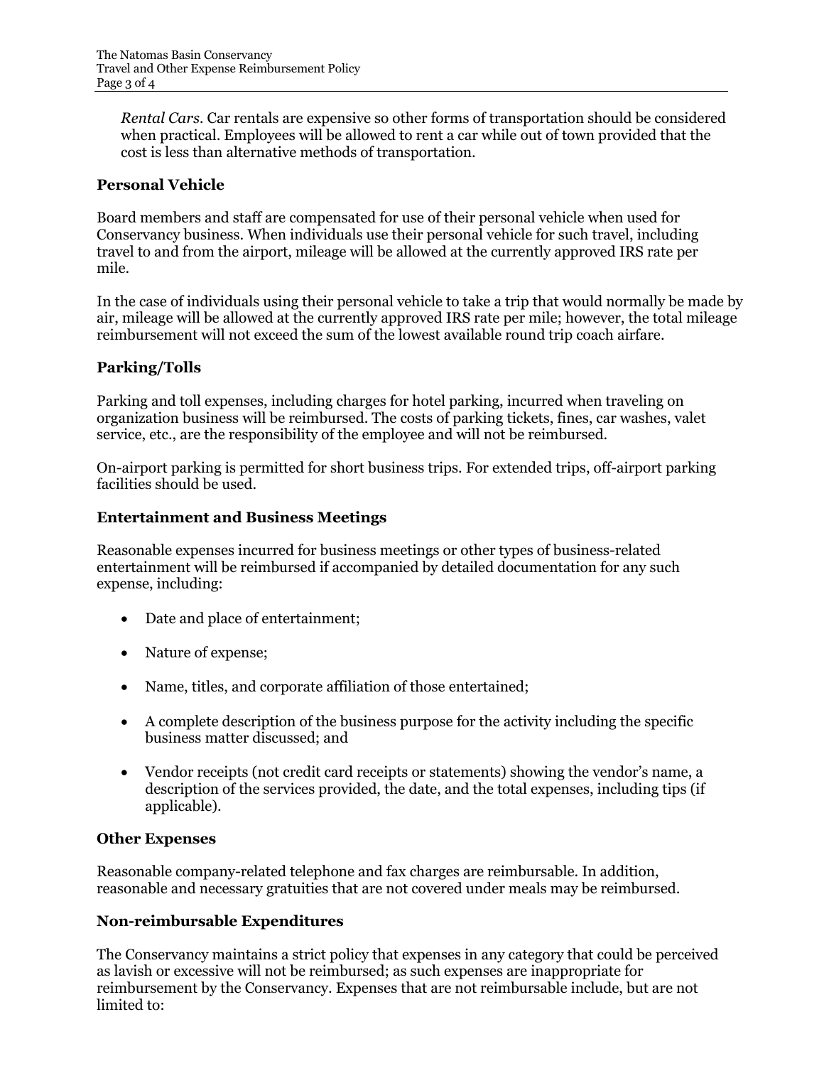*Rental Cars.* Car rentals are expensive so other forms of transportation should be considered when practical. Employees will be allowed to rent a car while out of town provided that the cost is less than alternative methods of transportation.

## Personal Vehicle

Board members and staff are compensated for use of their personal vehicle when used for Conservancy business. When individuals use their personal vehicle for such travel, including travel to and from the airport, mileage will be allowed at the currently approved IRS rate per mile.

In the case of individuals using their personal vehicle to take a trip that would normally be made by air, mileage will be allowed at the currently approved IRS rate per mile; however, the total mileage reimbursement will not exceed the sum of the lowest available round trip coach airfare.

## Parking/Tolls

Parking and toll expenses, including charges for hotel parking, incurred when traveling on organization business will be reimbursed. The costs of parking tickets, fines, car washes, valet service, etc., are the responsibility of the employee and will not be reimbursed.

On-airport parking is permitted for short business trips. For extended trips, off-airport parking facilities should be used.

## Entertainment and Business Meetings

Reasonable expenses incurred for business meetings or other types of business-related entertainment will be reimbursed if accompanied by detailed documentation for any such expense, including:

- Date and place of entertainment;
- Nature of expense;
- Name, titles, and corporate affiliation of those entertained;
- A complete description of the business purpose for the activity including the specific business matter discussed; and
- Vendor receipts (not credit card receipts or statements) showing the vendor's name, a description of the services provided, the date, and the total expenses, including tips (if applicable).

## Other Expenses

Reasonable company-related telephone and fax charges are reimbursable. In addition, reasonable and necessary gratuities that are not covered under meals may be reimbursed.

## Non-reimbursable Expenditures

The Conservancy maintains a strict policy that expenses in any category that could be perceived as lavish or excessive will not be reimbursed; as such expenses are inappropriate for reimbursement by the Conservancy. Expenses that are not reimbursable include, but are not limited to: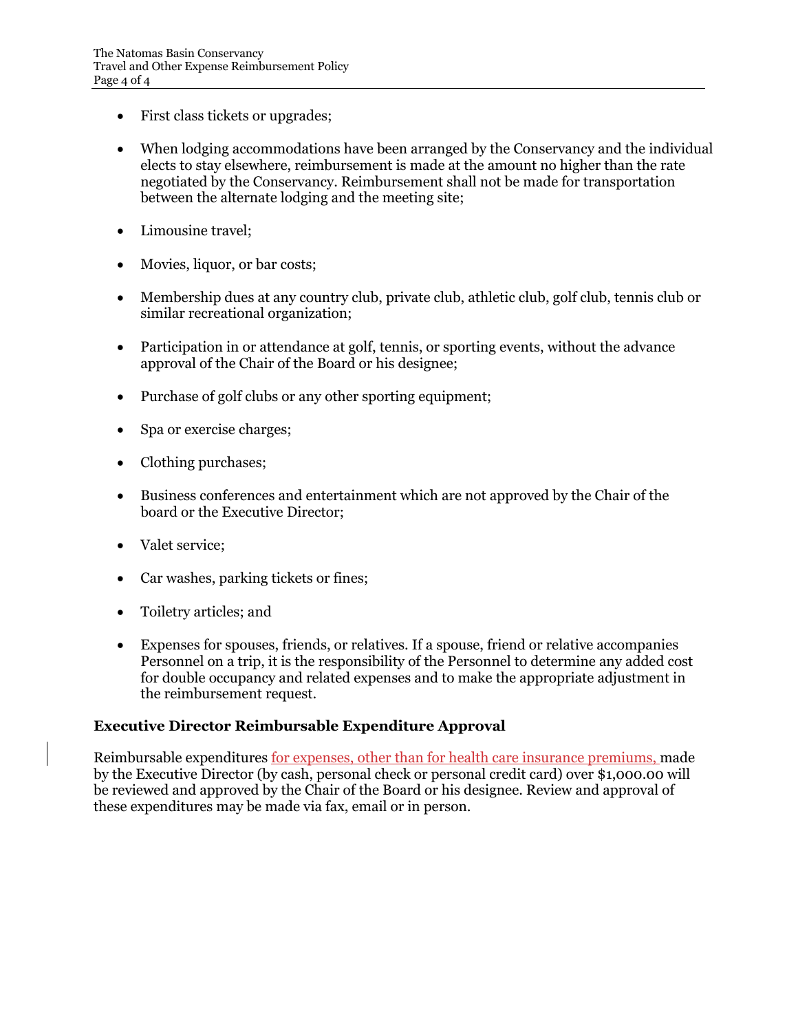- First class tickets or upgrades;
- When lodging accommodations have been arranged by the Conservancy and the individual elects to stay elsewhere, reimbursement is made at the amount no higher than the rate negotiated by the Conservancy. Reimbursement shall not be made for transportation between the alternate lodging and the meeting site;
- Limousine travel;
- Movies, liquor, or bar costs;
- Membership dues at any country club, private club, athletic club, golf club, tennis club or similar recreational organization;
- Participation in or attendance at golf, tennis, or sporting events, without the advance approval of the Chair of the Board or his designee;
- Purchase of golf clubs or any other sporting equipment;
- Spa or exercise charges;
- Clothing purchases;
- Business conferences and entertainment which are not approved by the Chair of the board or the Executive Director;
- Valet service;
- Car washes, parking tickets or fines;
- Toiletry articles; and
- Expenses for spouses, friends, or relatives. If a spouse, friend or relative accompanies Personnel on a trip, it is the responsibility of the Personnel to determine any added cost for double occupancy and related expenses and to make the appropriate adjustment in the reimbursement request.

**Executive Director Reimbursable Expenditure Approval**

Reimbursable expenditures for expenses, other than for health care insurance premiums, made by the Executive Director (by cash, personal check or personal credit card) over $1,000.00 will be reviewed and approved by the Chair of the Board or his designee. Review and approval of these expenditures may be made via fax, email or in person.